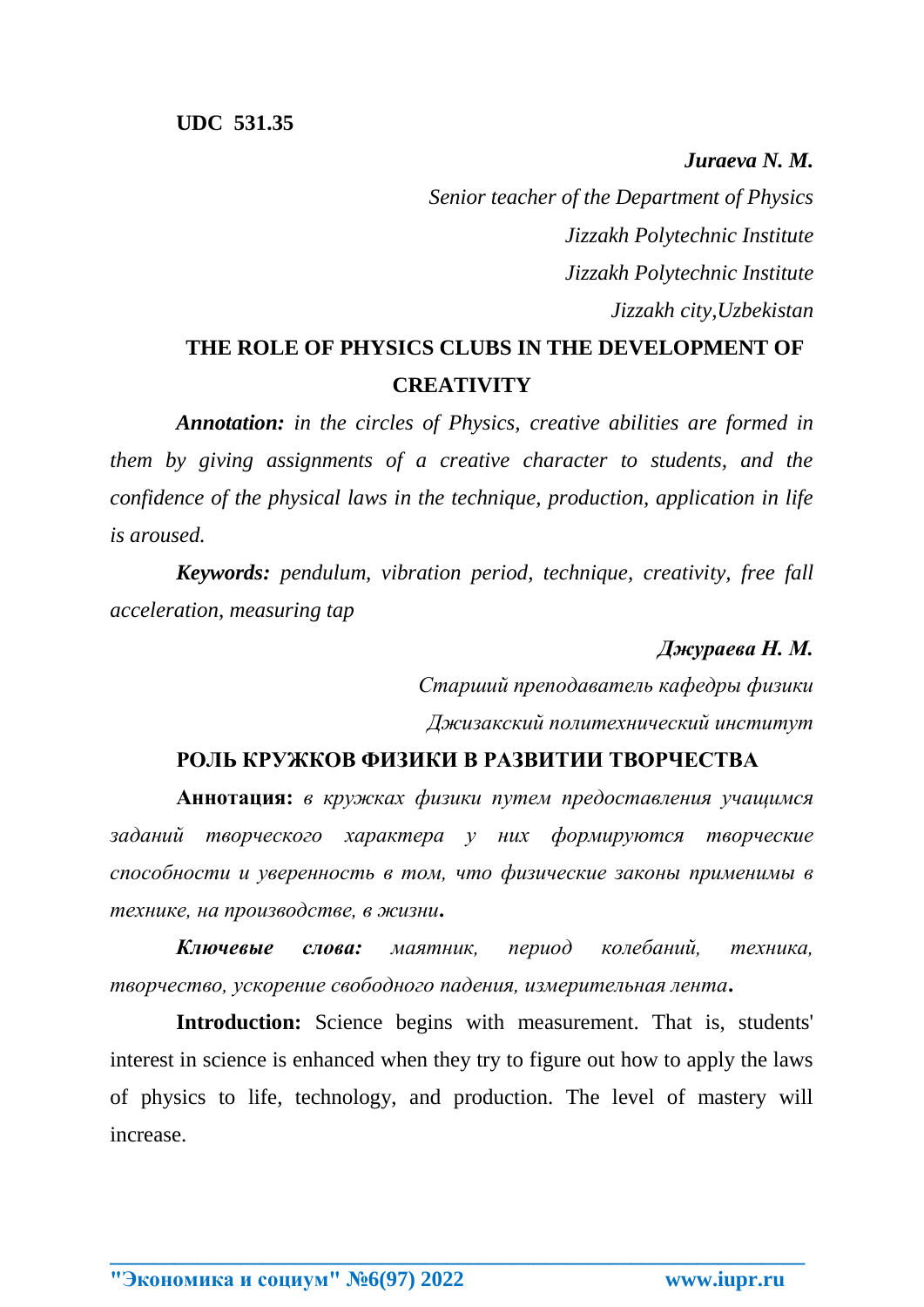**UDC 531.35**

***Juraeva N. M.***

*Senior teacher of the Department of Physics*

*Jizzakh Polytechnic Institute*

*Jizzakh Polytechnic Institute*

*Jizzakh city,Uzbekistan*

# THE ROLE OF PHYSICS CLUBS IN THE DEVELOPMENT OF CREATIVITY

***Annotation:*** *in the circles of Physics, creative abilities are formed in them by giving assignments of a creative character to students, and the confidence of the physical laws in the technique, production, application in life is aroused.*

***Keywords:*** *pendulum, vibration period, technique, creativity, free fall acceleration, measuring tap*

***Джураева Н. М.***

*Старший преподаватель кафедры физики*

*Джизакский политехнический институт*

# РОЛЬ КРУЖКОВ ФИЗИКИ В РАЗВИТИИ ТВОРЧЕСТВА

**Аннотация:** *в кружках физики путем предоставления учащимся заданий творческого характера у них формируются творческие способности и уверенность в том, что физические законы применимы в технике, на производстве, в жизни*.

***Ключевые слова:*** *маятник, период колебаний, техника, творчество, ускорение свободного падения, измерительная лента*.

**Introduction:** Science begins with measurement. That is, students' interest in science is enhanced when they try to figure out how to apply the laws of physics to life, technology, and production. The level of mastery will increase.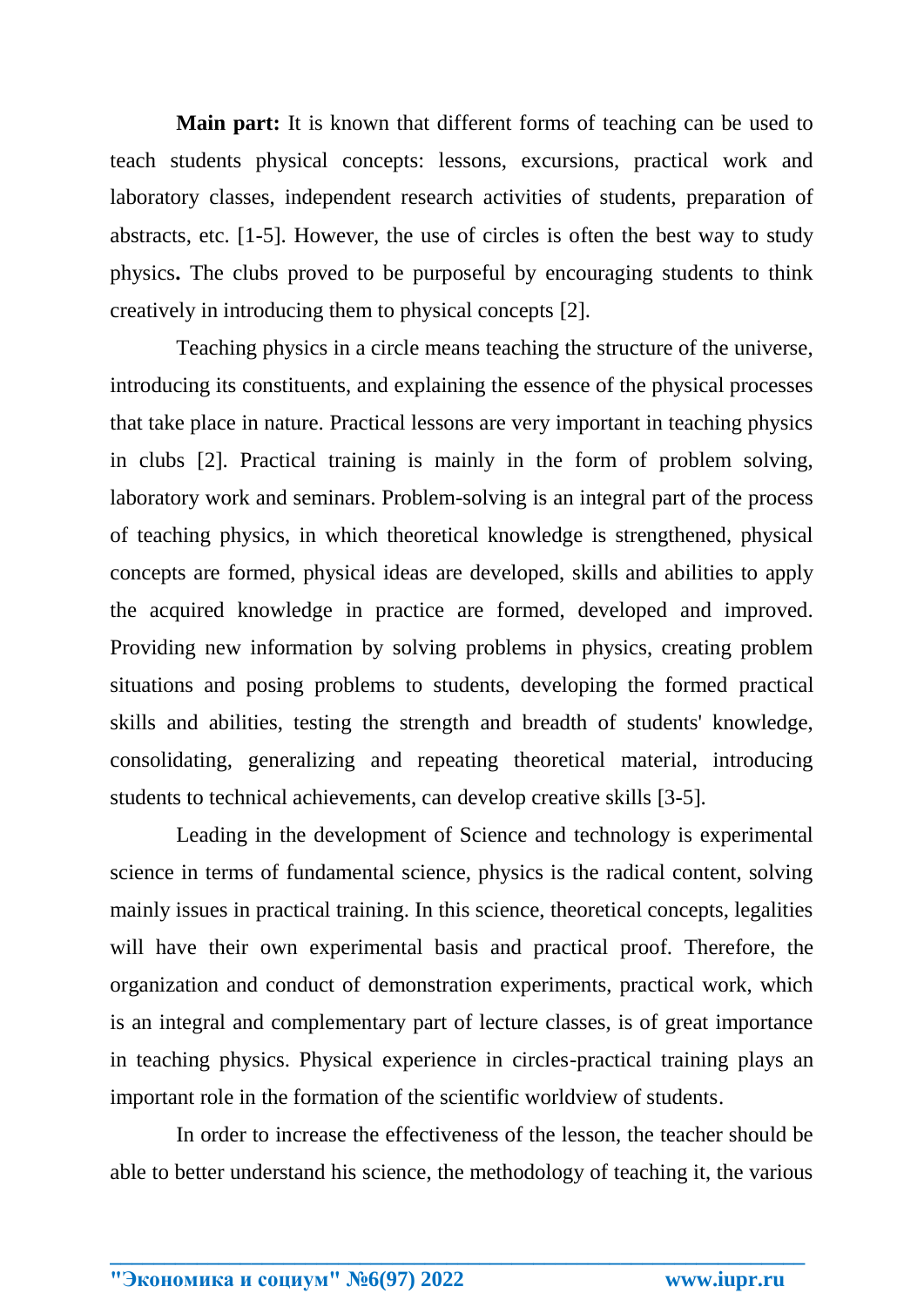**Main part:** It is known that different forms of teaching can be used to teach students physical concepts: lessons, excursions, practical work and laboratory classes, independent research activities of students, preparation of abstracts, etc. [1-5]. However, the use of circles is often the best way to study physics**.** The clubs proved to be purposeful by encouraging students to think creatively in introducing them to physical concepts [2].

Teaching physics in a circle means teaching the structure of the universe, introducing its constituents, and explaining the essence of the physical processes that take place in nature. Practical lessons are very important in teaching physics in clubs [2]. Practical training is mainly in the form of problem solving, laboratory work and seminars. Problem-solving is an integral part of the process of teaching physics, in which theoretical knowledge is strengthened, physical concepts are formed, physical ideas are developed, skills and abilities to apply the acquired knowledge in practice are formed, developed and improved. Providing new information by solving problems in physics, creating problem situations and posing problems to students, developing the formed practical skills and abilities, testing the strength and breadth of students' knowledge, consolidating, generalizing and repeating theoretical material, introducing students to technical achievements, can develop creative skills [3-5].

Leading in the development of Science and technology is experimental science in terms of fundamental science, physics is the radical content, solving mainly issues in practical training. In this science, theoretical concepts, legalities will have their own experimental basis and practical proof. Therefore, the organization and conduct of demonstration experiments, practical work, which is an integral and complementary part of lecture classes, is of great importance in teaching physics. Physical experience in circles-practical training plays an important role in the formation of the scientific worldview of students.

In order to increase the effectiveness of the lesson, the teacher should be able to better understand his science, the methodology of teaching it, the various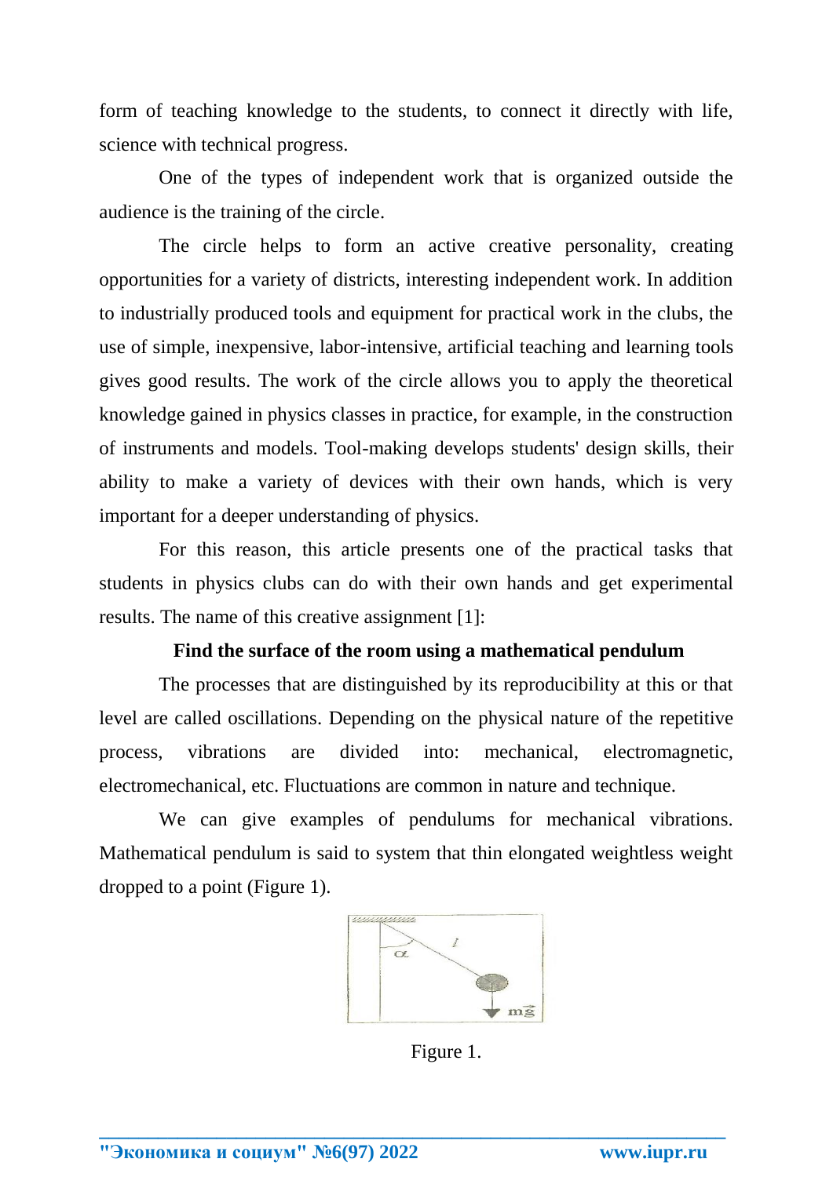form of teaching knowledge to the students, to connect it directly with life, science with technical progress.

One of the types of independent work that is organized outside the audience is the training of the circle.

The circle helps to form an active creative personality, creating opportunities for a variety of districts, interesting independent work. In addition to industrially produced tools and equipment for practical work in the clubs, the use of simple, inexpensive, labor-intensive, artificial teaching and learning tools gives good results. The work of the circle allows you to apply the theoretical knowledge gained in physics classes in practice, for example, in the construction of instruments and models. Tool-making develops students' design skills, their ability to make a variety of devices with their own hands, which is very important for a deeper understanding of physics.

For this reason, this article presents one of the practical tasks that students in physics clubs can do with their own hands and get experimental results. The name of this creative assignment [1]:

**Find the surface of the room using a mathematical pendulum**

The processes that are distinguished by its reproducibility at this or that level are called oscillations. Depending on the physical nature of the repetitive process, vibrations are divided into: mechanical, electromagnetic, electromechanical, etc. Fluctuations are common in nature and technique.

We can give examples of pendulums for mechanical vibrations. Mathematical pendulum is said to system that thin elongated weightless weight dropped to a point (Figure 1).

Figure 1.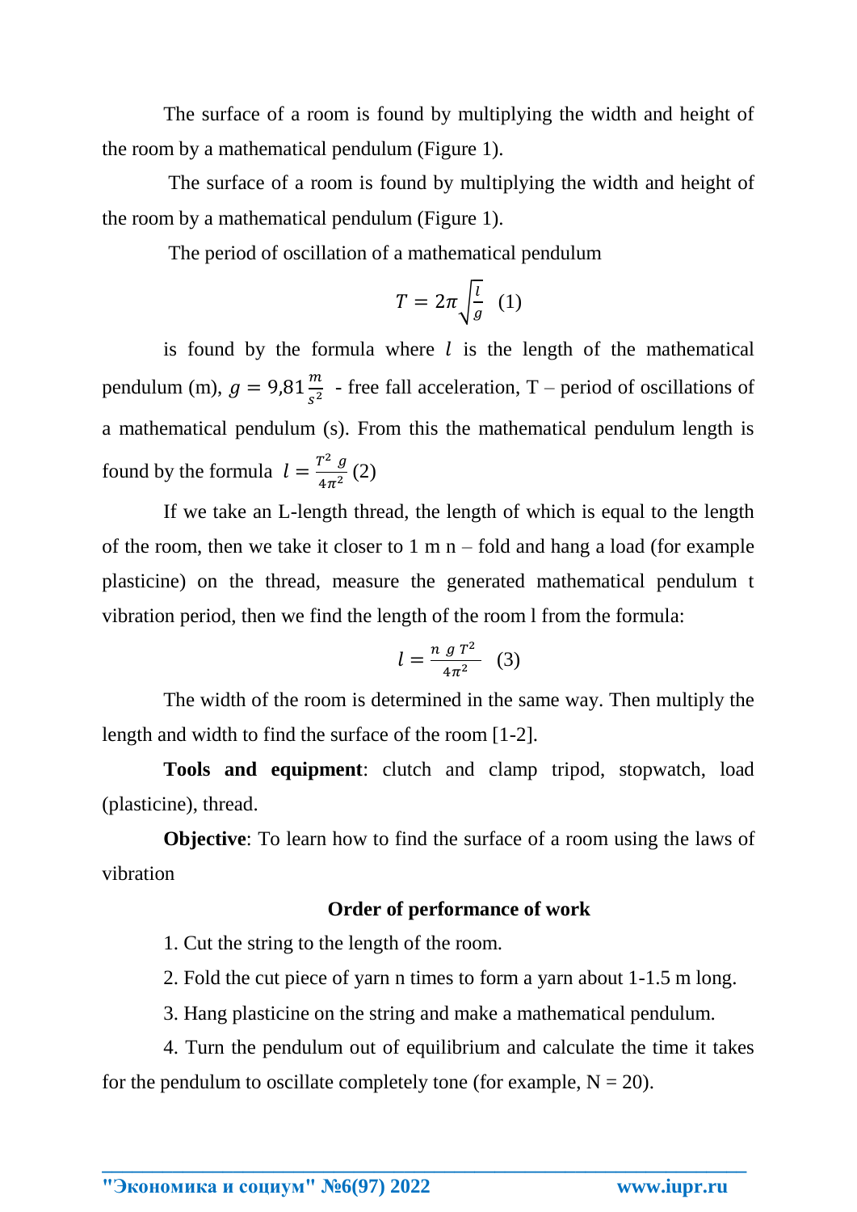The surface of a room is found by multiplying the width and height of the room by a mathematical pendulum (Figure 1).

The surface of a room is found by multiplying the width and height of the room by a mathematical pendulum (Figure 1).

The period of oscillation of a mathematical pendulum

$$T = 2\pi\sqrt{\frac{l}{g}} \quad (1)$$

is found by the formula where $l$ is the length of the mathematical pendulum (m), $g = 9{,}81\frac{m}{s^2}$ - free fall acceleration, T – period of oscillations of a mathematical pendulum (s). From this the mathematical pendulum length is found by the formula $l = \frac{T^2 g}{4\pi^2}$ (2)

If we take an L-length thread, the length of which is equal to the length of the room, then we take it closer to 1 m n – fold and hang a load (for example plasticine) on the thread, measure the generated mathematical pendulum t vibration period, then we find the length of the room l from the formula:

$$l = \frac{n\ g\ T^2}{4\pi^2} \quad (3)$$

The width of the room is determined in the same way. Then multiply the length and width to find the surface of the room [1-2].

**Tools and equipment**: clutch and clamp tripod, stopwatch, load (plasticine), thread.

**Objective**: To learn how to find the surface of a room using the laws of vibration

**Order of performance of work**

1. Cut the string to the length of the room.
2. Fold the cut piece of yarn n times to form a yarn about 1-1.5 m long.
3. Hang plasticine on the string and make a mathematical pendulum.
4. Turn the pendulum out of equilibrium and calculate the time it takes for the pendulum to oscillate completely tone (for example, N = 20).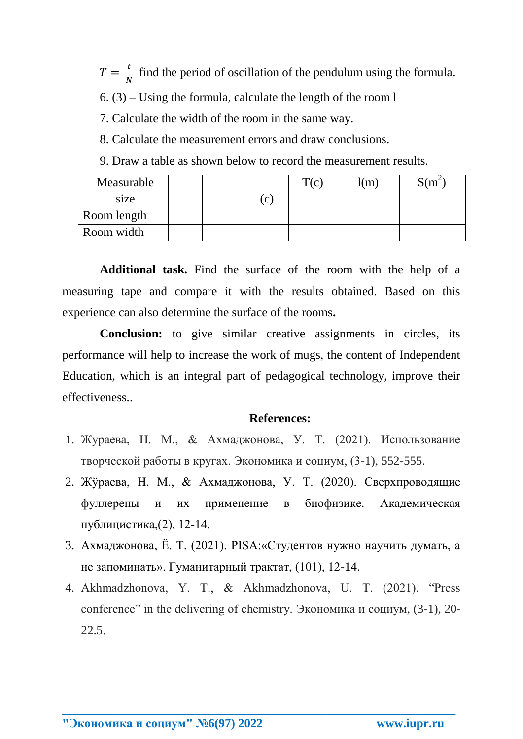$T = \frac{t}{N}$ find the period of oscillation of the pendulum using the formula.

6. (3) – Using the formula, calculate the length of the room l
7. Calculate the width of the room in the same way.
8. Calculate the measurement errors and draw conclusions.
9. Draw a table as shown below to record the measurement results.

| Measurable size | | | (c) | T(c) | l(m) | S(m$^2$) |
|---|---|---|---|---|---|---|
| Room length | | | | | | |
| Room width | | | | | | |

**Additional task.** Find the surface of the room with the help of a measuring tape and compare it with the results obtained. Based on this experience can also determine the surface of the rooms**.**

**Conclusion:** to give similar creative assignments in circles, its performance will help to increase the work of mugs, the content of Independent Education, which is an integral part of pedagogical technology, improve their effectiveness..

**References:**

1. Жураева, Н. М., & Ахмаджонова, У. Т. (2021). Использование творческой работы в кругах. Экономика и социум, (3-1), 552-555.
2. Жўраева, Н. М., & Ахмаджонова, У. Т. (2020). Сверхпроводящие фуллерены и их применение в биофизике. Академическая публицистика,(2), 12-14.
3. Ахмаджонова, Ё. Т. (2021). PISA:«Студентов нужно научить думать, а не запоминать». Гуманитарный трактат, (101), 12-14.
4. Akhmadzhonova, Y. T., & Akhmadzhonova, U. T. (2021). “Press conference” in the delivering of chemistry. Экономика и социум, (3-1), 20-22.5.